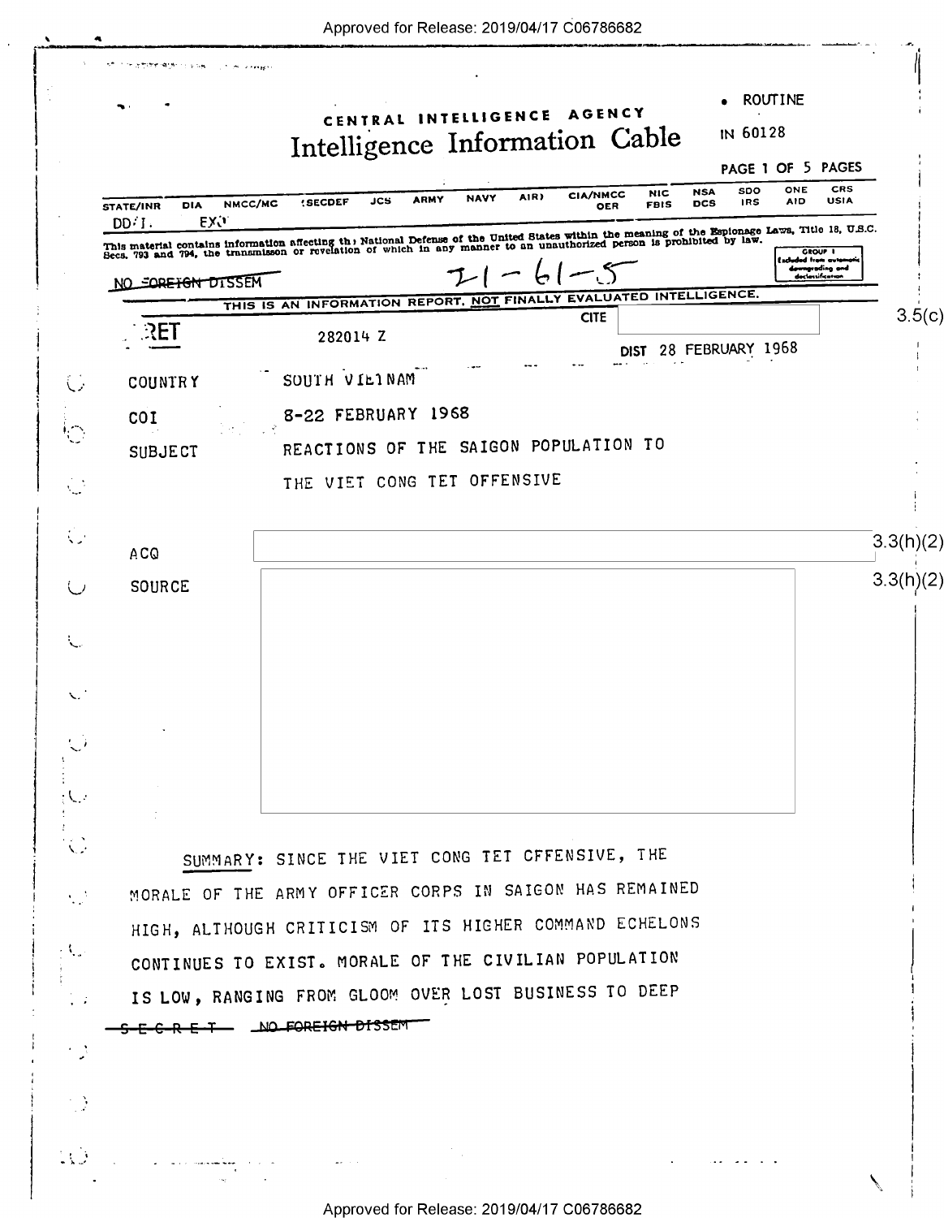• ROUTINE

CENTRAL INTELLIGENCE AGENCY

# Intelligence Information Cable

IN 60128

PAGE 1 OF 5 PAGES

| STATE/INR | DIA | NMCC/MC | SECDEF | JCS | ARMY | NAVY | AIR | CIA/NMCC | NIC | NSA | SDO | ONE | CRS |
|---|---|---|---|---|---|---|---|---|---|---|---|---|---|
| | | | | | | | | OER | FBIS | DCS | IRS | AID | USIA |
| DD/I. | EXO | | | | | | | | | | | | |

This material contains information affecting the National Defense of the United States within the meaning of the Espionage Laws, Title 18, U.S.C. Secs. 793 and 794, the transmission or revelation of which in any manner to an unauthorized person is prohibited by law.

GROUP 1 Excluded from automatic downgrading and declassification

~~NO FOREIGN DISSEM~~

I-61-5

THIS IS AN INFORMATION REPORT, NOT FINALLY EVALUATED INTELLIGENCE.

SECRET 282014 Z

CITE [3.5(c)]

DIST 28 FEBRUARY 1968

COUNTRY SOUTH VIETNAM

COI 8-22 FEBRUARY 1968

SUBJECT REACTIONS OF THE SAIGON POPULATION TO THE VIET CONG TET OFFENSIVE

ACQ [3.3(h)(2)]

SOURCE [3.3(h)(2)]

SUMMARY: SINCE THE VIET CONG TET OFFENSIVE, THE MORALE OF THE ARMY OFFICER CORPS IN SAIGON HAS REMAINED HIGH, ALTHOUGH CRITICISM OF ITS HIGHER COMMAND ECHELONS CONTINUES TO EXIST. MORALE OF THE CIVILIAN POPULATION IS LOW, RANGING FROM GLOOM OVER LOST BUSINESS TO DEEP

~~S-E-C-R-E-T~~ ~~NO FOREIGN DISSEM~~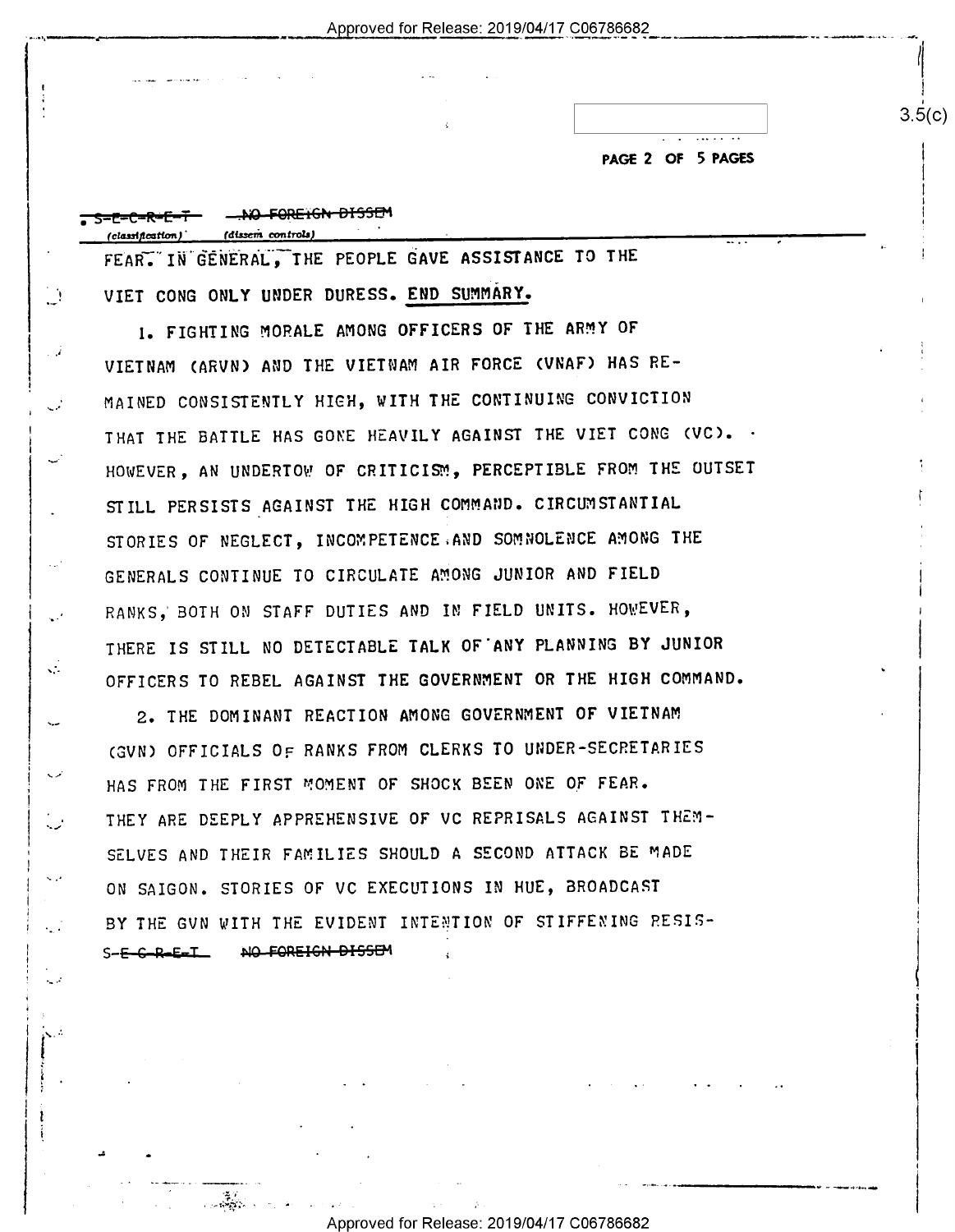~~S-E-C-R-E-T~~ ~~NO FOREIGN DISSEM~~
(classification) (dissem controls)

FEAR. IN GENERAL, THE PEOPLE GAVE ASSISTANCE TO THE VIET CONG ONLY UNDER DURESS. END SUMMARY.

1. FIGHTING MORALE AMONG OFFICERS OF THE ARMY OF VIETNAM (ARVN) AND THE VIETNAM AIR FORCE (VNAF) HAS REMAINED CONSISTENTLY HIGH, WITH THE CONTINUING CONVICTION THAT THE BATTLE HAS GONE HEAVILY AGAINST THE VIET CONG (VC). HOWEVER, AN UNDERTOW OF CRITICISM, PERCEPTIBLE FROM THE OUTSET STILL PERSISTS AGAINST THE HIGH COMMAND. CIRCUMSTANTIAL STORIES OF NEGLECT, INCOMPETENCE AND SOMNOLENCE AMONG THE GENERALS CONTINUE TO CIRCULATE AMONG JUNIOR AND FIELD RANKS, BOTH ON STAFF DUTIES AND IN FIELD UNITS. HOWEVER, THERE IS STILL NO DETECTABLE TALK OF ANY PLANNING BY JUNIOR OFFICERS TO REBEL AGAINST THE GOVERNMENT OR THE HIGH COMMAND.

2. THE DOMINANT REACTION AMONG GOVERNMENT OF VIETNAM (GVN) OFFICIALS OF RANKS FROM CLERKS TO UNDER-SECRETARIES HAS FROM THE FIRST MOMENT OF SHOCK BEEN ONE OF FEAR. THEY ARE DEEPLY APPREHENSIVE OF VC REPRISALS AGAINST THEMSELVES AND THEIR FAMILIES SHOULD A SECOND ATTACK BE MADE ON SAIGON. STORIES OF VC EXECUTIONS IN HUE, BROADCAST BY THE GVN WITH THE EVIDENT INTENTION OF STIFFENING RESIS-

~~S-E-C-R-E-T~~ ~~NO FOREIGN DISSEM~~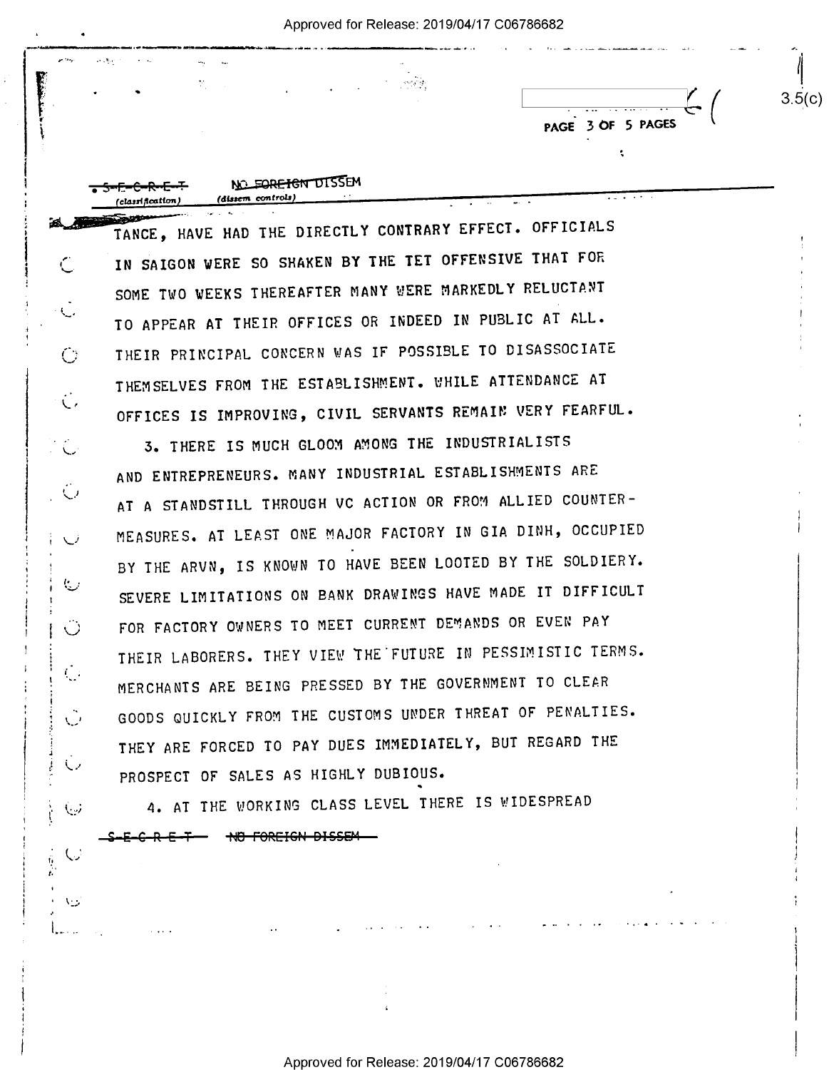~~S-E-C-R-E-T~~ ~~NO FOREIGN DISSEM~~
(classification) (dissem controls)

TANCE, HAVE HAD THE DIRECTLY CONTRARY EFFECT. OFFICIALS IN SAIGON WERE SO SHAKEN BY THE TET OFFENSIVE THAT FOR SOME TWO WEEKS THEREAFTER MANY WERE MARKEDLY RELUCTANT TO APPEAR AT THEIR OFFICES OR INDEED IN PUBLIC AT ALL. THEIR PRINCIPAL CONCERN WAS IF POSSIBLE TO DISASSOCIATE THEMSELVES FROM THE ESTABLISHMENT. WHILE ATTENDANCE AT OFFICES IS IMPROVING, CIVIL SERVANTS REMAIN VERY FEARFUL.

3. THERE IS MUCH GLOOM AMONG THE INDUSTRIALISTS AND ENTREPRENEURS. MANY INDUSTRIAL ESTABLISHMENTS ARE AT A STANDSTILL THROUGH VC ACTION OR FROM ALLIED COUNTER-MEASURES. AT LEAST ONE MAJOR FACTORY IN GIA DINH, OCCUPIED BY THE ARVN, IS KNOWN TO HAVE BEEN LOOTED BY THE SOLDIERY. SEVERE LIMITATIONS ON BANK DRAWINGS HAVE MADE IT DIFFICULT FOR FACTORY OWNERS TO MEET CURRENT DEMANDS OR EVEN PAY THEIR LABORERS. THEY VIEW THE FUTURE IN PESSIMISTIC TERMS. MERCHANTS ARE BEING PRESSED BY THE GOVERNMENT TO CLEAR GOODS QUICKLY FROM THE CUSTOMS UNDER THREAT OF PENALTIES. THEY ARE FORCED TO PAY DUES IMMEDIATELY, BUT REGARD THE PROSPECT OF SALES AS HIGHLY DUBIOUS.

4. AT THE WORKING CLASS LEVEL THERE IS WIDESPREAD

~~S-E-C-R-E-T~~ ~~NO FOREIGN DISSEM~~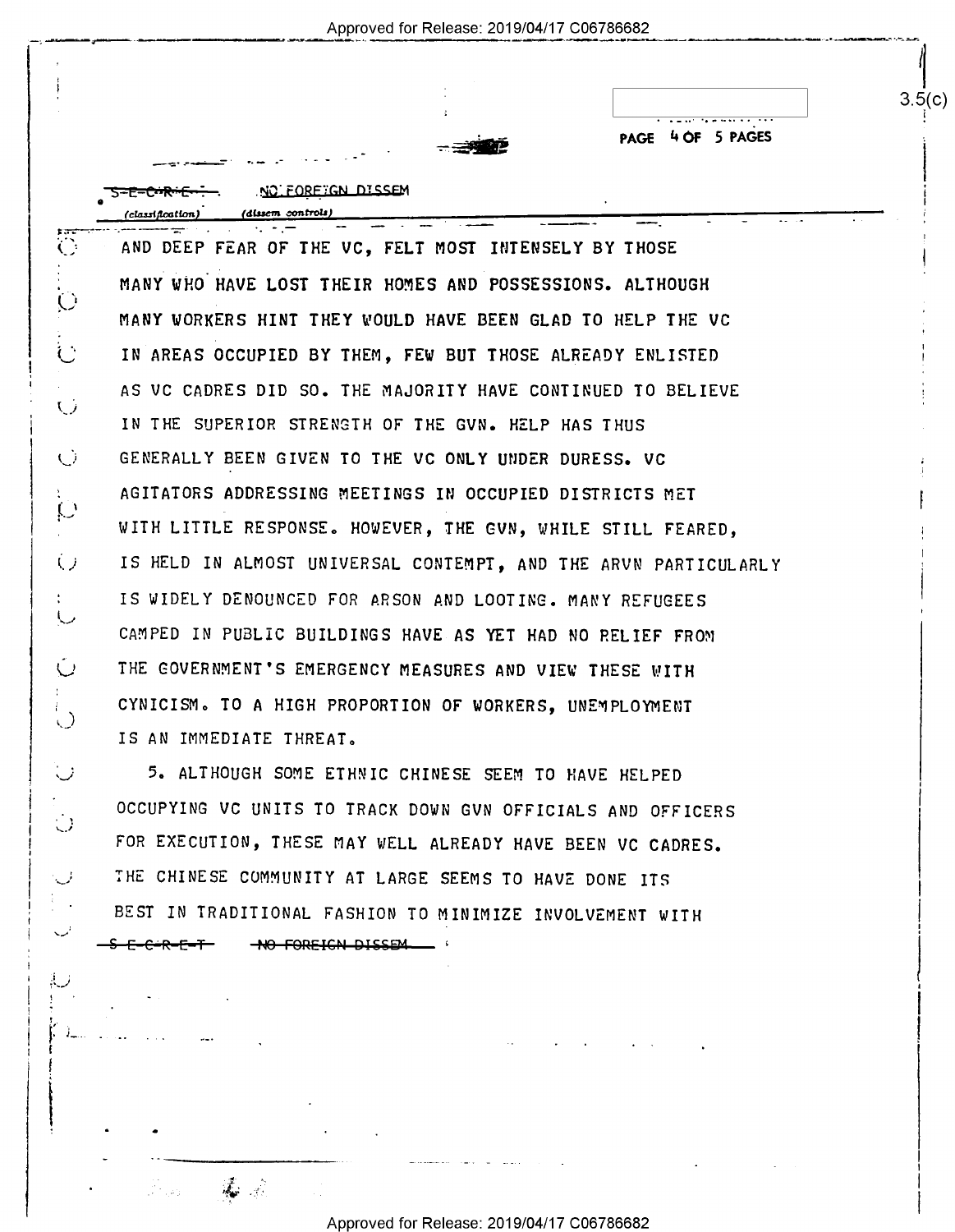S-E-C-R-E-T NO FOREIGN DISSEM
(classification) (dissem controls)

AND DEEP FEAR OF THE VC, FELT MOST INTENSELY BY THOSE MANY WHO HAVE LOST THEIR HOMES AND POSSESSIONS. ALTHOUGH MANY WORKERS HINT THEY WOULD HAVE BEEN GLAD TO HELP THE VC IN AREAS OCCUPIED BY THEM, FEW BUT THOSE ALREADY ENLISTED AS VC CADRES DID SO. THE MAJORITY HAVE CONTINUED TO BELIEVE IN THE SUPERIOR STRENGTH OF THE GVN. HELP HAS THUS GENERALLY BEEN GIVEN TO THE VC ONLY UNDER DURESS. VC AGITATORS ADDRESSING MEETINGS IN OCCUPIED DISTRICTS MET WITH LITTLE RESPONSE. HOWEVER, THE GVN, WHILE STILL FEARED, IS HELD IN ALMOST UNIVERSAL CONTEMPT, AND THE ARVN PARTICULARLY IS WIDELY DENOUNCED FOR ARSON AND LOOTING. MANY REFUGEES CAMPED IN PUBLIC BUILDINGS HAVE AS YET HAD NO RELIEF FROM THE GOVERNMENT'S EMERGENCY MEASURES AND VIEW THESE WITH CYNICISM. TO A HIGH PROPORTION OF WORKERS, UNEMPLOYMENT IS AN IMMEDIATE THREAT.

5. ALTHOUGH SOME ETHNIC CHINESE SEEM TO HAVE HELPED OCCUPYING VC UNITS TO TRACK DOWN GVN OFFICIALS AND OFFICERS FOR EXECUTION, THESE MAY WELL ALREADY HAVE BEEN VC CADRES. THE CHINESE COMMUNITY AT LARGE SEEMS TO HAVE DONE ITS BEST IN TRADITIONAL FASHION TO MINIMIZE INVOLVEMENT WITH

S-E-C-R-E-T NO FOREIGN DISSEM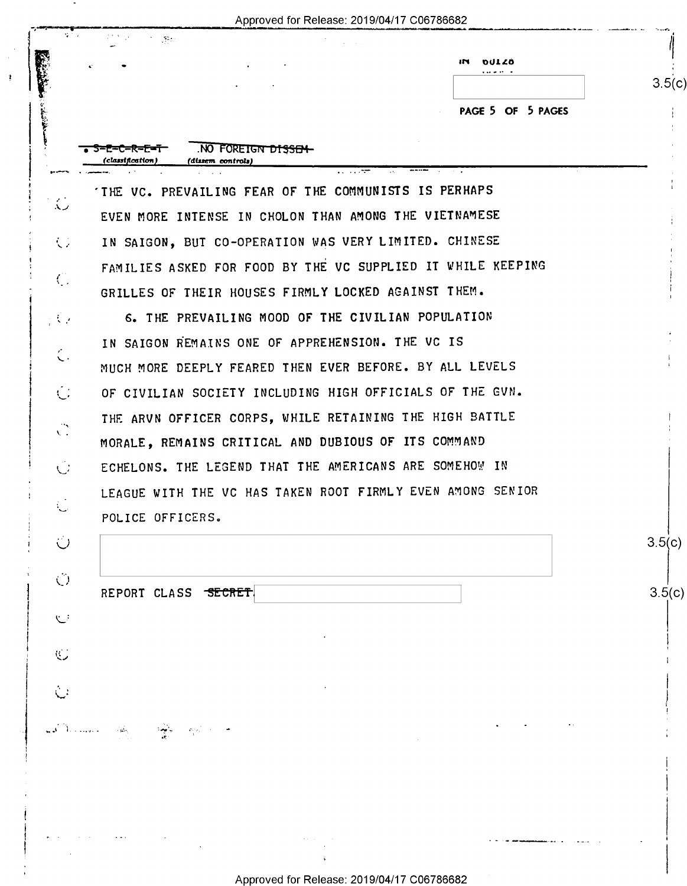IN 60128

S-E-C-R-E-T (classification) NO FOREIGN DISSEM (dissem controls)

THE VC. PREVAILING FEAR OF THE COMMUNISTS IS PERHAPS EVEN MORE INTENSE IN CHOLON THAN AMONG THE VIETNAMESE IN SAIGON, BUT CO-OPERATION WAS VERY LIMITED. CHINESE FAMILIES ASKED FOR FOOD BY THE VC SUPPLIED IT WHILE KEEPING GRILLES OF THEIR HOUSES FIRMLY LOCKED AGAINST THEM.

6. THE PREVAILING MOOD OF THE CIVILIAN POPULATION IN SAIGON REMAINS ONE OF APPREHENSION. THE VC IS MUCH MORE DEEPLY FEARED THEN EVER BEFORE. BY ALL LEVELS OF CIVILIAN SOCIETY INCLUDING HIGH OFFICIALS OF THE GVN. THE ARVN OFFICER CORPS, WHILE RETAINING THE HIGH BATTLE MORALE, REMAINS CRITICAL AND DUBIOUS OF ITS COMMAND ECHELONS. THE LEGEND THAT THE AMERICANS ARE SOMEHOW IN LEAGUE WITH THE VC HAS TAKEN ROOT FIRMLY EVEN AMONG SENIOR POLICE OFFICERS.

[3.5(c)]

REPORT CLASS ~~SECRET~~ [3.5(c)]